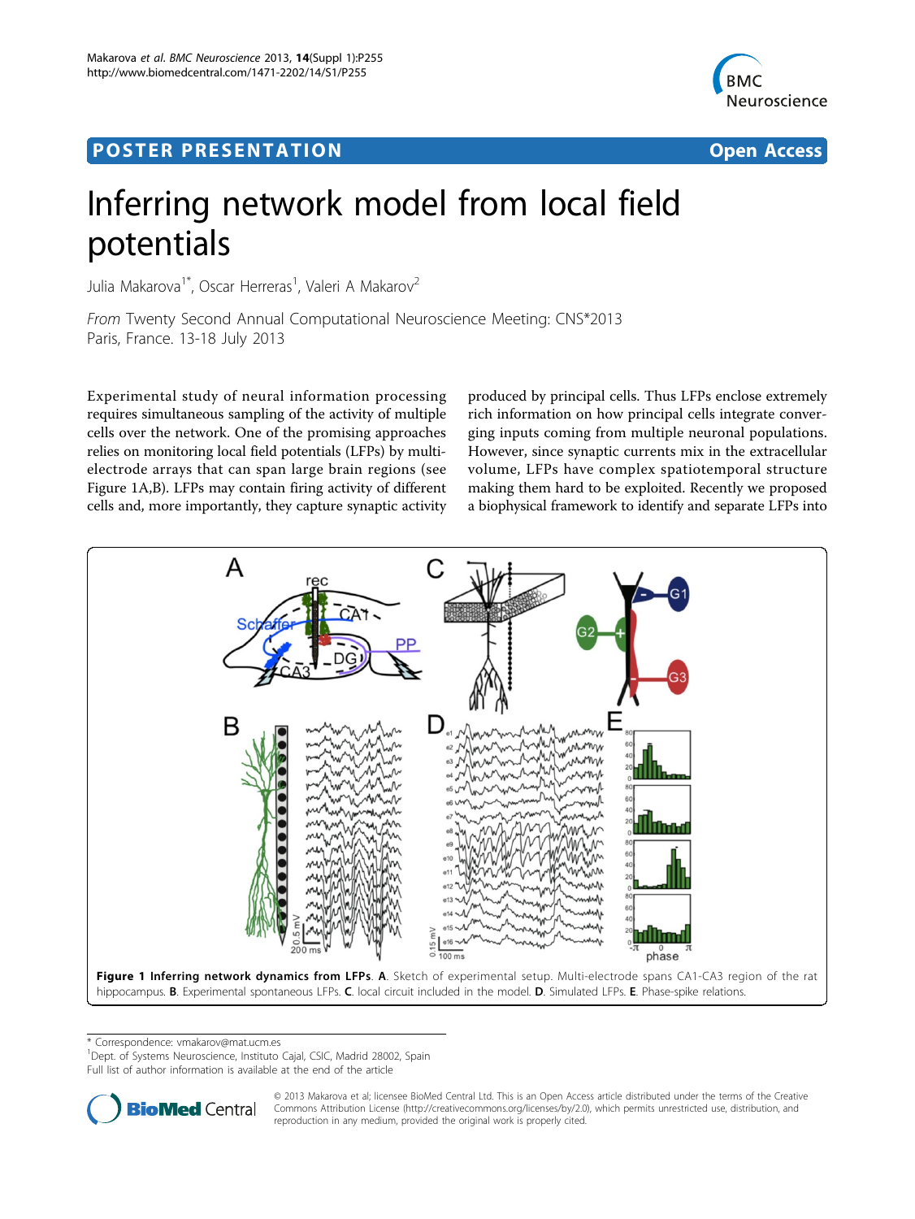POSTER PRESENTATION Open Access

# Inferring network model from local field potentials

Julia Makarova[1*], Oscar Herreras[1], Valeri A Makarov[2]

*From* Twenty Second Annual Computational Neuroscience Meeting: CNS*2013
Paris, France. 13-18 July 2013

Experimental study of neural information processing requires simultaneous sampling of the activity of multiple cells over the network. One of the promising approaches relies on monitoring local field potentials (LFPs) by multi-electrode arrays that can span large brain regions (see Figure 1A,B). LFPs may contain firing activity of different cells and, more importantly, they capture synaptic activity produced by principal cells. Thus LFPs enclose extremely rich information on how principal cells integrate converging inputs coming from multiple neuronal populations. However, since synaptic currents mix in the extracellular volume, LFPs have complex spatiotemporal structure making them hard to be exploited. Recently we proposed a biophysical framework to identify and separate LFPs into

**Figure 1 Inferring network dynamics from LFPs**. **A**. Sketch of experimental setup. Multi-electrode spans CA1-CA3 region of the rat hippocampus. **B**. Experimental spontaneous LFPs. **C**. local circuit included in the model. **D**. Simulated LFPs. **E**. Phase-spike relations.

* Correspondence: vmakarov@mat.ucm.es
[1]Dept. of Systems Neuroscience, Instituto Cajal, CSIC, Madrid 28002, Spain
Full list of author information is available at the end of the article

© 2013 Makarova et al; licensee BioMed Central Ltd. This is an Open Access article distributed under the terms of the Creative Commons Attribution License (http://creativecommons.org/licenses/by/2.0), which permits unrestricted use, distribution, and reproduction in any medium, provided the original work is properly cited.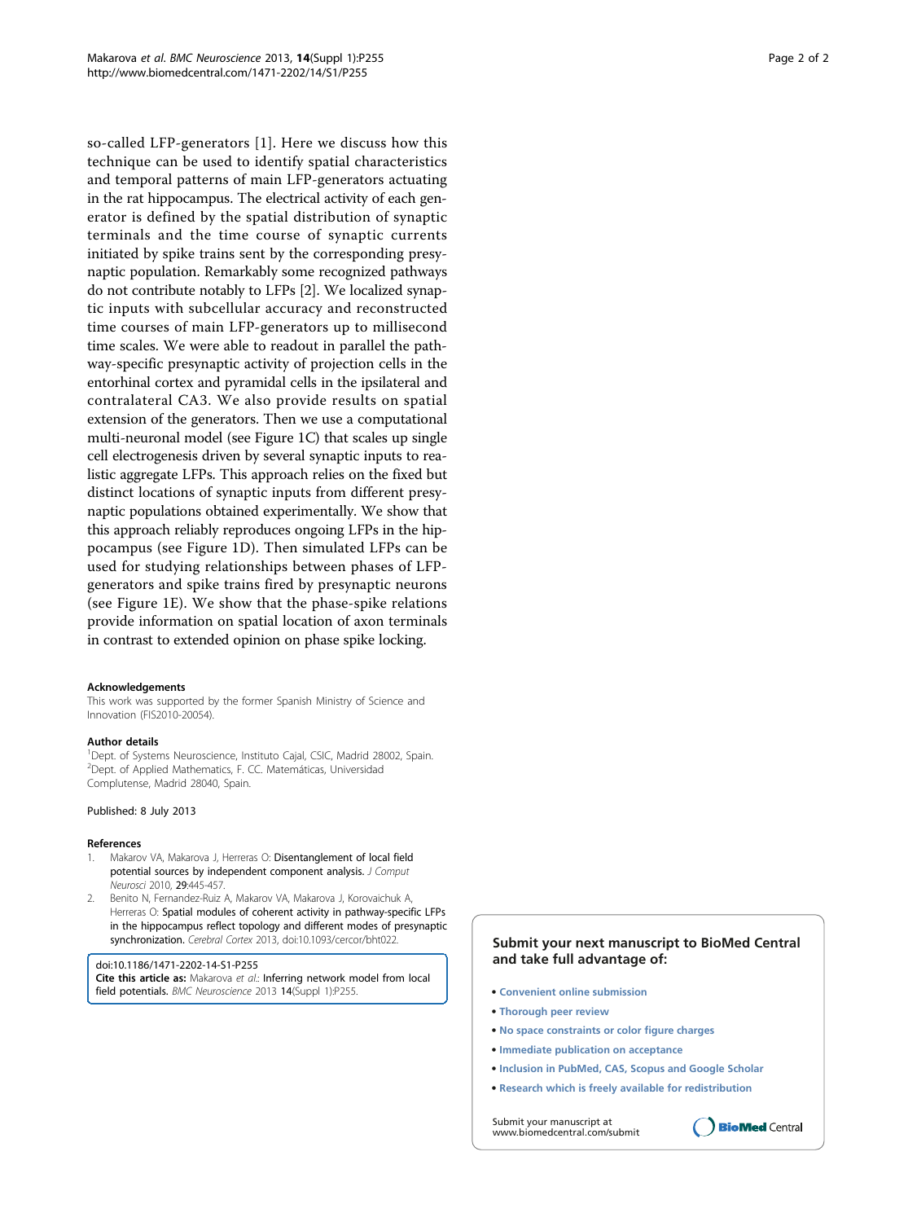so-called LFP-generators [1]. Here we discuss how this technique can be used to identify spatial characteristics and temporal patterns of main LFP-generators actuating in the rat hippocampus. The electrical activity of each generator is defined by the spatial distribution of synaptic terminals and the time course of synaptic currents initiated by spike trains sent by the corresponding presynaptic population. Remarkably some recognized pathways do not contribute notably to LFPs [2]. We localized synaptic inputs with subcellular accuracy and reconstructed time courses of main LFP-generators up to millisecond time scales. We were able to readout in parallel the pathway-specific presynaptic activity of projection cells in the entorhinal cortex and pyramidal cells in the ipsilateral and contralateral CA3. We also provide results on spatial extension of the generators. Then we use a computational multi-neuronal model (see Figure 1C) that scales up single cell electrogenesis driven by several synaptic inputs to realistic aggregate LFPs. This approach relies on the fixed but distinct locations of synaptic inputs from different presynaptic populations obtained experimentally. We show that this approach reliably reproduces ongoing LFPs in the hippocampus (see Figure 1D). Then simulated LFPs can be used for studying relationships between phases of LFP-generators and spike trains fired by presynaptic neurons (see Figure 1E). We show that the phase-spike relations provide information on spatial location of axon terminals in contrast to extended opinion on phase spike locking.

#### Acknowledgements

This work was supported by the former Spanish Ministry of Science and Innovation (FIS2010-20054).

#### Author details

[1]Dept. of Systems Neuroscience, Instituto Cajal, CSIC, Madrid 28002, Spain. [2]Dept. of Applied Mathematics, F. CC. Matemáticas, Universidad Complutense, Madrid 28040, Spain.

Published: 8 July 2013

#### References

1. Makarov VA, Makarova J, Herreras O: **Disentanglement of local field potential sources by independent component analysis.** *J Comput Neurosci* 2010, **29**:445-457.
2. Benito N, Fernandez-Ruiz A, Makarov VA, Makarova J, Korovaichuk A, Herreras O: **Spatial modules of coherent activity in pathway-specific LFPs in the hippocampus reflect topology and different modes of presynaptic synchronization.** *Cerebral Cortex* 2013, doi:10.1093/cercor/bht022.

doi:10.1186/1471-2202-14-S1-P255
**Cite this article as:** Makarova *et al.*: Inferring network model from local field potentials. *BMC Neuroscience* 2013 **14**(Suppl 1):P255.

**Submit your next manuscript to BioMed Central and take full advantage of:**

- Convenient online submission
- Thorough peer review
- No space constraints or color figure charges
- Immediate publication on acceptance
- Inclusion in PubMed, CAS, Scopus and Google Scholar
- Research which is freely available for redistribution

Submit your manuscript at www.biomedcentral.com/submit